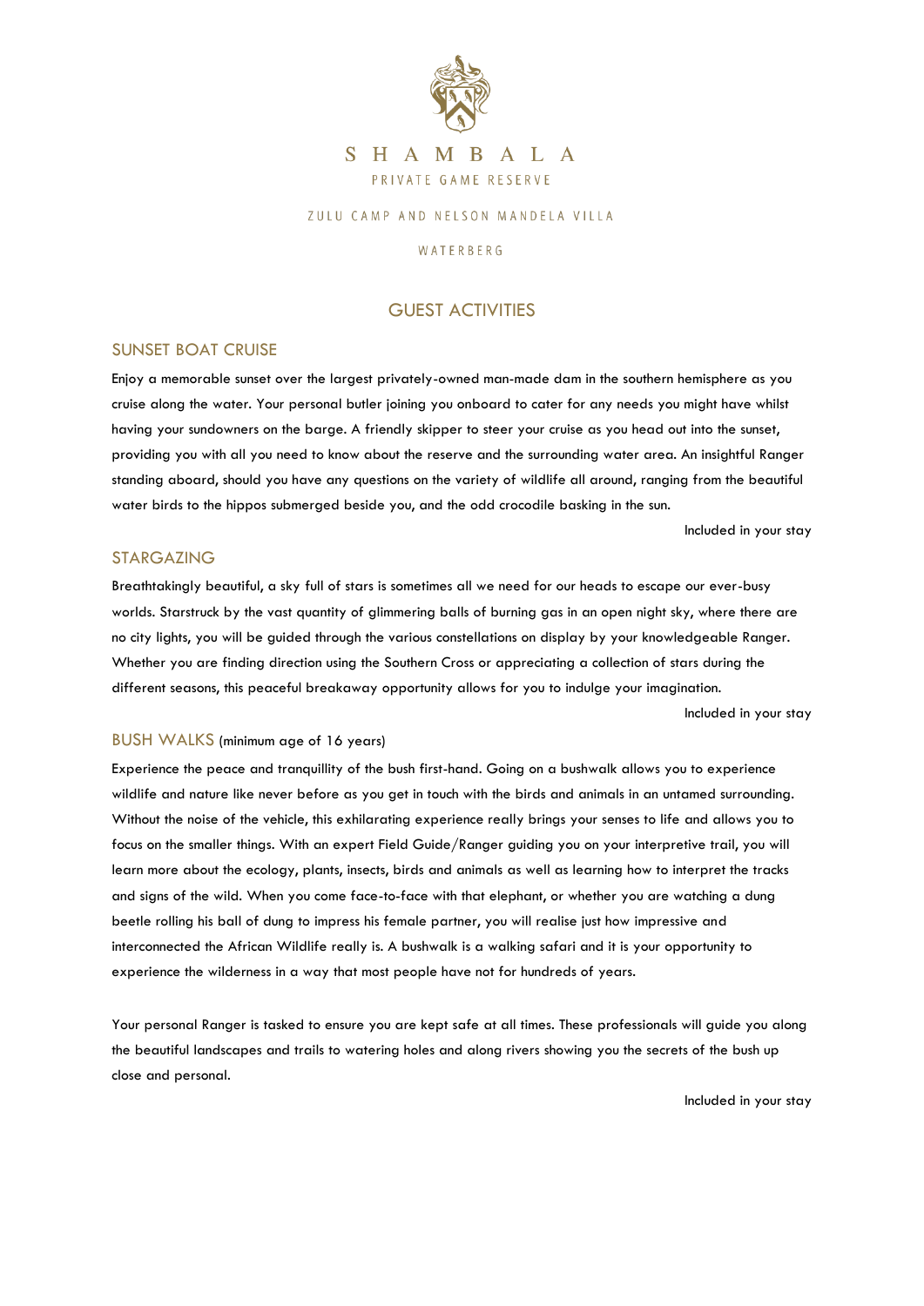# SHAMBALA

PRIVATE GAME RESERVE

ZULU CAMP AND NELSON MANDELA VILLA

WATERBERG

## GUEST ACTIVITIES

### SUNSET BOAT CRUISE

Enjoy a memorable sunset over the largest privately-owned man-made dam in the southern hemisphere as you cruise along the water. Your personal butler joining you onboard to cater for any needs you might have whilst having your sundowners on the barge. A friendly skipper to steer your cruise as you head out into the sunset, providing you with all you need to know about the reserve and the surrounding water area. An insightful Ranger standing aboard, should you have any questions on the variety of wildlife all around, ranging from the beautiful water birds to the hippos submerged beside you, and the odd crocodile basking in the sun.

Included in your stay

### STARGAZING

Breathtakingly beautiful, a sky full of stars is sometimes all we need for our heads to escape our ever-busy worlds. Starstruck by the vast quantity of glimmering balls of burning gas in an open night sky, where there are no city lights, you will be guided through the various constellations on display by your knowledgeable Ranger. Whether you are finding direction using the Southern Cross or appreciating a collection of stars during the different seasons, this peaceful breakaway opportunity allows for you to indulge your imagination.

Included in your stay

### BUSH WALKS (minimum age of 16 years)

Experience the peace and tranquillity of the bush first-hand. Going on a bushwalk allows you to experience wildlife and nature like never before as you get in touch with the birds and animals in an untamed surrounding. Without the noise of the vehicle, this exhilarating experience really brings your senses to life and allows you to focus on the smaller things. With an expert Field Guide/Ranger guiding you on your interpretive trail, you will learn more about the ecology, plants, insects, birds and animals as well as learning how to interpret the tracks and signs of the wild. When you come face-to-face with that elephant, or whether you are watching a dung beetle rolling his ball of dung to impress his female partner, you will realise just how impressive and interconnected the African Wildlife really is. A bushwalk is a walking safari and it is your opportunity to experience the wilderness in a way that most people have not for hundreds of years.

Your personal Ranger is tasked to ensure you are kept safe at all times. These professionals will guide you along the beautiful landscapes and trails to watering holes and along rivers showing you the secrets of the bush up close and personal.

Included in your stay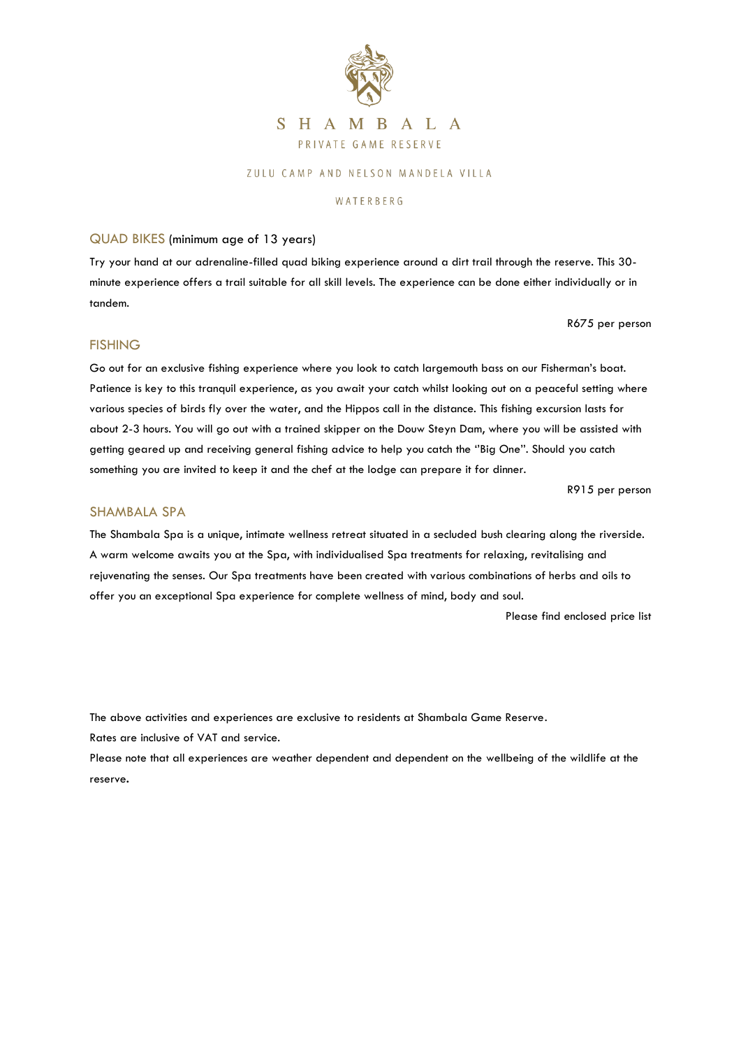# SHAMBALA

PRIVATE GAME RESERVE

ZULU CAMP AND NELSON MANDELA VILLA

WATERBERG

## QUAD BIKES (minimum age of 13 years)

Try your hand at our adrenaline-filled quad biking experience around a dirt trail through the reserve. This 30-minute experience offers a trail suitable for all skill levels. The experience can be done either individually or in tandem.

R675 per person

## FISHING

Go out for an exclusive fishing experience where you look to catch largemouth bass on our Fisherman's boat. Patience is key to this tranquil experience, as you await your catch whilst looking out on a peaceful setting where various species of birds fly over the water, and the Hippos call in the distance. This fishing excursion lasts for about 2-3 hours. You will go out with a trained skipper on the Douw Steyn Dam, where you will be assisted with getting geared up and receiving general fishing advice to help you catch the "Big One". Should you catch something you are invited to keep it and the chef at the lodge can prepare it for dinner.

R915 per person

## SHAMBALA SPA

The Shambala Spa is a unique, intimate wellness retreat situated in a secluded bush clearing along the riverside. A warm welcome awaits you at the Spa, with individualised Spa treatments for relaxing, revitalising and rejuvenating the senses. Our Spa treatments have been created with various combinations of herbs and oils to offer you an exceptional Spa experience for complete wellness of mind, body and soul.

Please find enclosed price list

The above activities and experiences are exclusive to residents at Shambala Game Reserve.

Rates are inclusive of VAT and service.

Please note that all experiences are weather dependent and dependent on the wellbeing of the wildlife at the reserve.